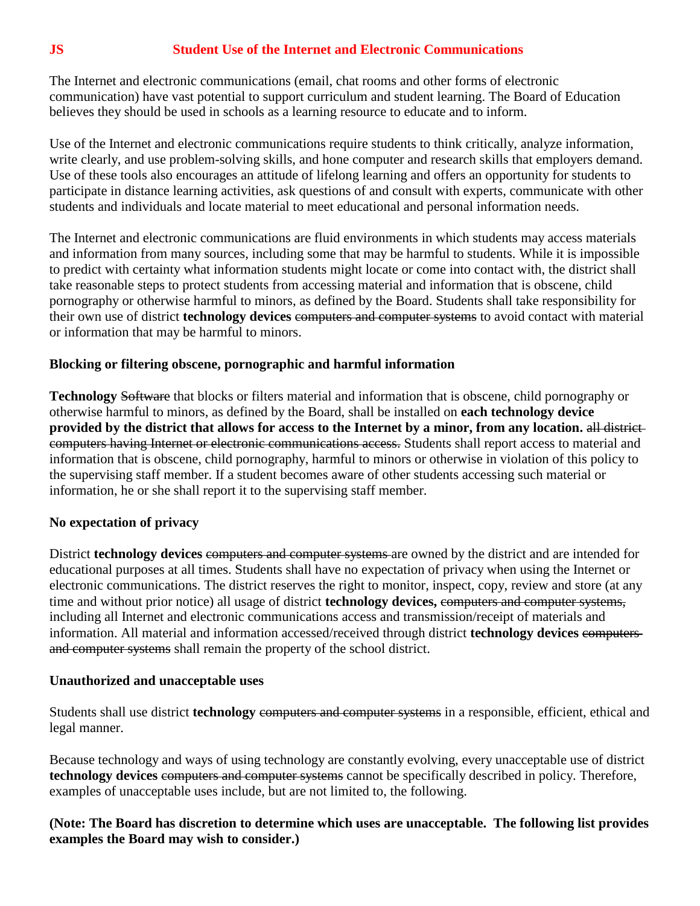# JS Student Use of the Internet and Electronic Communications

The Internet and electronic communications (email, chat rooms and other forms of electronic communication) have vast potential to support curriculum and student learning. The Board of Education believes they should be used in schools as a learning resource to educate and to inform.

Use of the Internet and electronic communications require students to think critically, analyze information, write clearly, and use problem-solving skills, and hone computer and research skills that employers demand. Use of these tools also encourages an attitude of lifelong learning and offers an opportunity for students to participate in distance learning activities, ask questions of and consult with experts, communicate with other students and individuals and locate material to meet educational and personal information needs.

The Internet and electronic communications are fluid environments in which students may access materials and information from many sources, including some that may be harmful to students. While it is impossible to predict with certainty what information students might locate or come into contact with, the district shall take reasonable steps to protect students from accessing material and information that is obscene, child pornography or otherwise harmful to minors, as defined by the Board. Students shall take responsibility for their own use of district **technology devices** ~~computers and computer systems~~ to avoid contact with material or information that may be harmful to minors.

**Blocking or filtering obscene, pornographic and harmful information**

**Technology** ~~Software~~ that blocks or filters material and information that is obscene, child pornography or otherwise harmful to minors, as defined by the Board, shall be installed on **each technology device provided by the district that allows for access to the Internet by a minor, from any location.** ~~all district computers having Internet or electronic communications access.~~ Students shall report access to material and information that is obscene, child pornography, harmful to minors or otherwise in violation of this policy to the supervising staff member. If a student becomes aware of other students accessing such material or information, he or she shall report it to the supervising staff member.

**No expectation of privacy**

District **technology devices** ~~computers and computer systems~~ are owned by the district and are intended for educational purposes at all times. Students shall have no expectation of privacy when using the Internet or electronic communications. The district reserves the right to monitor, inspect, copy, review and store (at any time and without prior notice) all usage of district **technology devices,** ~~computers and computer systems,~~ including all Internet and electronic communications access and transmission/receipt of materials and information. All material and information accessed/received through district **technology devices** ~~computers and computer systems~~ shall remain the property of the school district.

**Unauthorized and unacceptable uses**

Students shall use district **technology** ~~computers and computer systems~~ in a responsible, efficient, ethical and legal manner.

Because technology and ways of using technology are constantly evolving, every unacceptable use of district **technology devices** ~~computers and computer systems~~ cannot be specifically described in policy. Therefore, examples of unacceptable uses include, but are not limited to, the following.

**(Note: The Board has discretion to determine which uses are unacceptable. The following list provides examples the Board may wish to consider.)**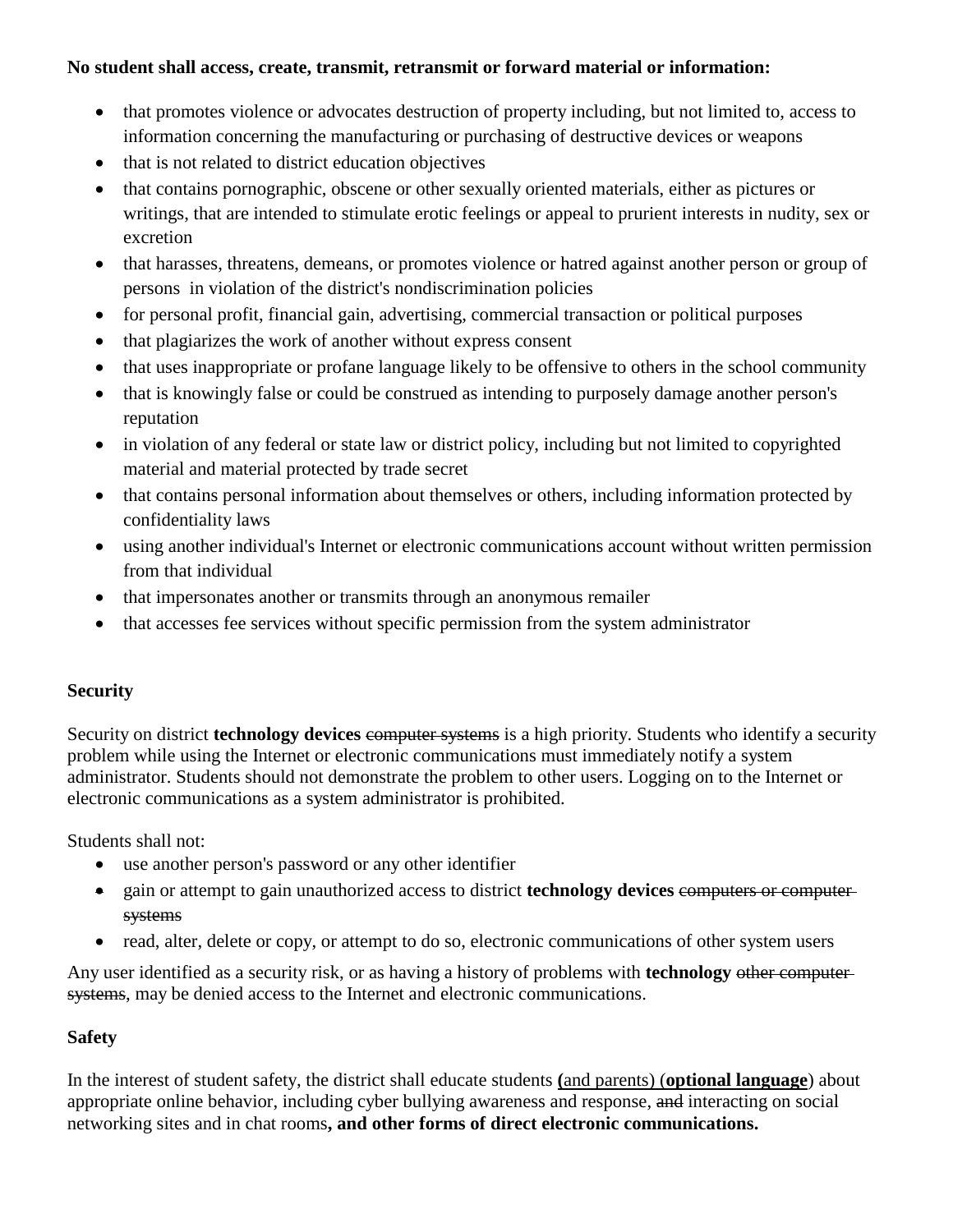**No student shall access, create, transmit, retransmit or forward material or information:**

- that promotes violence or advocates destruction of property including, but not limited to, access to information concerning the manufacturing or purchasing of destructive devices or weapons
- that is not related to district education objectives
- that contains pornographic, obscene or other sexually oriented materials, either as pictures or writings, that are intended to stimulate erotic feelings or appeal to prurient interests in nudity, sex or excretion
- that harasses, threatens, demeans, or promotes violence or hatred against another person or group of persons in violation of the district's nondiscrimination policies
- for personal profit, financial gain, advertising, commercial transaction or political purposes
- that plagiarizes the work of another without express consent
- that uses inappropriate or profane language likely to be offensive to others in the school community
- that is knowingly false or could be construed as intending to purposely damage another person's reputation
- in violation of any federal or state law or district policy, including but not limited to copyrighted material and material protected by trade secret
- that contains personal information about themselves or others, including information protected by confidentiality laws
- using another individual's Internet or electronic communications account without written permission from that individual
- that impersonates another or transmits through an anonymous remailer
- that accesses fee services without specific permission from the system administrator

**Security**

Security on district **technology devices** ~~computer systems~~ is a high priority. Students who identify a security problem while using the Internet or electronic communications must immediately notify a system administrator. Students should not demonstrate the problem to other users. Logging on to the Internet or electronic communications as a system administrator is prohibited.

Students shall not:

- use another person's password or any other identifier
- gain or attempt to gain unauthorized access to district **technology devices** ~~computers or computer systems~~
- read, alter, delete or copy, or attempt to do so, electronic communications of other system users

Any user identified as a security risk, or as having a history of problems with **technology** ~~other computer systems~~, may be denied access to the Internet and electronic communications.

**Safety**

In the interest of student safety, the district shall educate students **(**<u>and parents</u>) (**<u>optional language</u>**) about appropriate online behavior, including cyber bullying awareness and response, ~~and~~ interacting on social networking sites and in chat rooms**, and other forms of direct electronic communications.**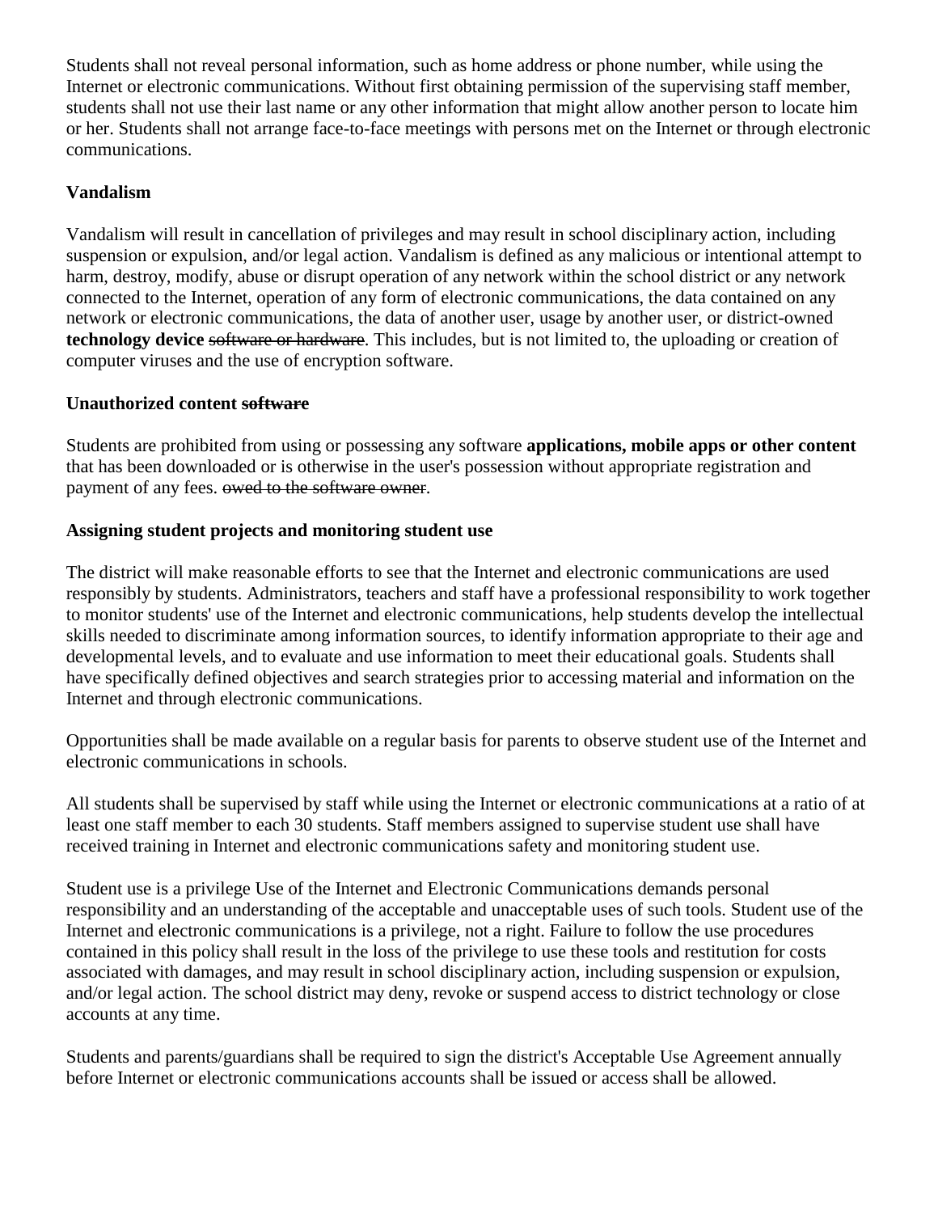Students shall not reveal personal information, such as home address or phone number, while using the Internet or electronic communications. Without first obtaining permission of the supervising staff member, students shall not use their last name or any other information that might allow another person to locate him or her. Students shall not arrange face-to-face meetings with persons met on the Internet or through electronic communications.

**Vandalism**

Vandalism will result in cancellation of privileges and may result in school disciplinary action, including suspension or expulsion, and/or legal action. Vandalism is defined as any malicious or intentional attempt to harm, destroy, modify, abuse or disrupt operation of any network within the school district or any network connected to the Internet, operation of any form of electronic communications, the data contained on any network or electronic communications, the data of another user, usage by another user, or district-owned **technology device** ~~software or hardware~~. This includes, but is not limited to, the uploading or creation of computer viruses and the use of encryption software.

**Unauthorized content ~~software~~**

Students are prohibited from using or possessing any software **applications, mobile apps or other content** that has been downloaded or is otherwise in the user's possession without appropriate registration and payment of any fees. ~~owed to the software owner~~.

**Assigning student projects and monitoring student use**

The district will make reasonable efforts to see that the Internet and electronic communications are used responsibly by students. Administrators, teachers and staff have a professional responsibility to work together to monitor students' use of the Internet and electronic communications, help students develop the intellectual skills needed to discriminate among information sources, to identify information appropriate to their age and developmental levels, and to evaluate and use information to meet their educational goals. Students shall have specifically defined objectives and search strategies prior to accessing material and information on the Internet and through electronic communications.

Opportunities shall be made available on a regular basis for parents to observe student use of the Internet and electronic communications in schools.

All students shall be supervised by staff while using the Internet or electronic communications at a ratio of at least one staff member to each 30 students. Staff members assigned to supervise student use shall have received training in Internet and electronic communications safety and monitoring student use.

Student use is a privilege Use of the Internet and Electronic Communications demands personal responsibility and an understanding of the acceptable and unacceptable uses of such tools. Student use of the Internet and electronic communications is a privilege, not a right. Failure to follow the use procedures contained in this policy shall result in the loss of the privilege to use these tools and restitution for costs associated with damages, and may result in school disciplinary action, including suspension or expulsion, and/or legal action. The school district may deny, revoke or suspend access to district technology or close accounts at any time.

Students and parents/guardians shall be required to sign the district's Acceptable Use Agreement annually before Internet or electronic communications accounts shall be issued or access shall be allowed.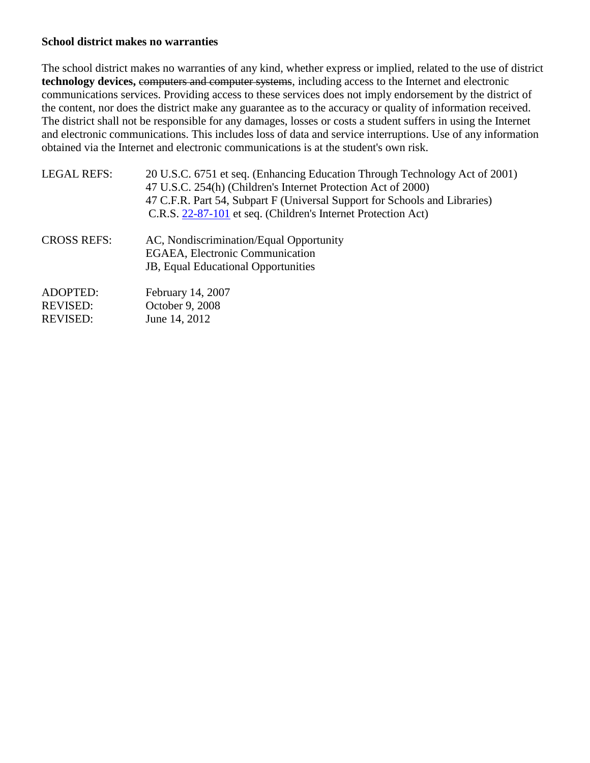**School district makes no warranties**

The school district makes no warranties of any kind, whether express or implied, related to the use of district **technology devices,** ~~computers and computer systems~~, including access to the Internet and electronic communications services. Providing access to these services does not imply endorsement by the district of the content, nor does the district make any guarantee as to the accuracy or quality of information received. The district shall not be responsible for any damages, losses or costs a student suffers in using the Internet and electronic communications. This includes loss of data and service interruptions. Use of any information obtained via the Internet and electronic communications is at the student's own risk.

| | |
|---|---|
| LEGAL REFS: | 20 U.S.C. 6751 et seq. (Enhancing Education Through Technology Act of 2001)<br>47 U.S.C. 254(h) (Children's Internet Protection Act of 2000)<br>47 C.F.R. Part 54, Subpart F (Universal Support for Schools and Libraries)<br>C.R.S. 22-87-101 et seq. (Children's Internet Protection Act) |
| CROSS REFS: | AC, Nondiscrimination/Equal Opportunity<br>EGAEA, Electronic Communication<br>JB, Equal Educational Opportunities |
| ADOPTED: | February 14, 2007 |
| REVISED: | October 9, 2008 |
| REVISED: | June 14, 2012 |